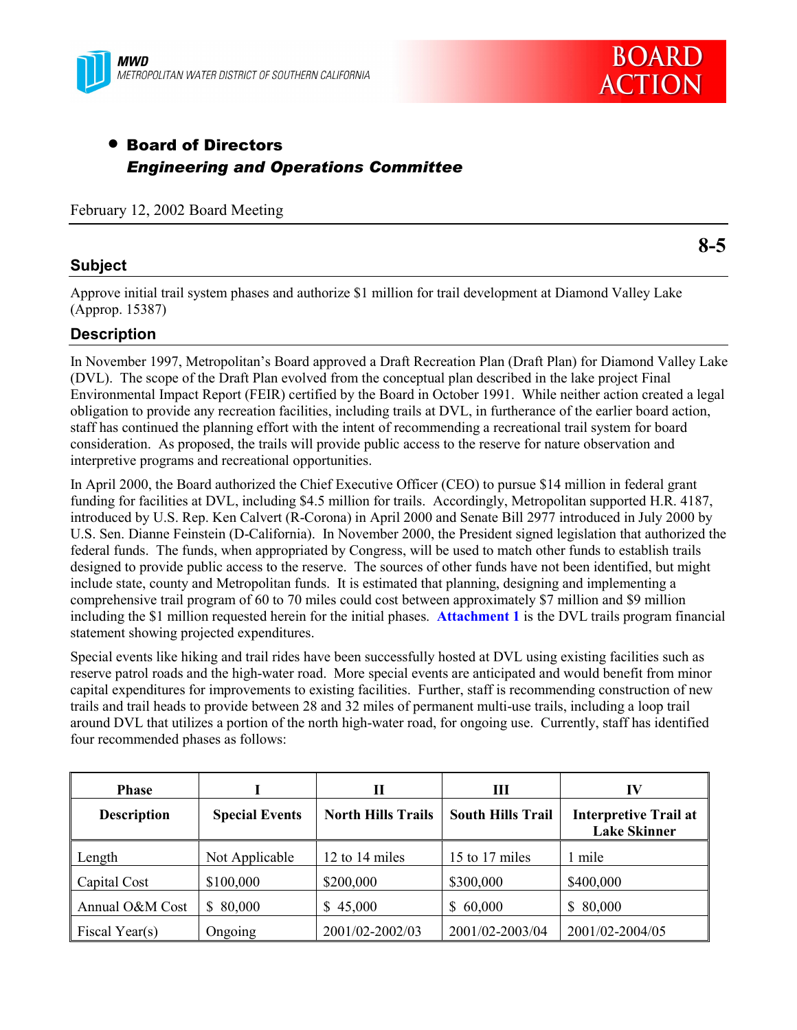MWD
METROPOLITAN WATER DISTRICT OF SOUTHERN CALIFORNIA

BOARD ACTION

- **Board of Directors**
  ***Engineering and Operations Committee***

February 12, 2002 Board Meeting

**8-5**

## Subject

Approve initial trail system phases and authorize $1 million for trail development at Diamond Valley Lake (Approp. 15387)

## Description

In November 1997, Metropolitan's Board approved a Draft Recreation Plan (Draft Plan) for Diamond Valley Lake (DVL). The scope of the Draft Plan evolved from the conceptual plan described in the lake project Final Environmental Impact Report (FEIR) certified by the Board in October 1991. While neither action created a legal obligation to provide any recreation facilities, including trails at DVL, in furtherance of the earlier board action, staff has continued the planning effort with the intent of recommending a recreational trail system for board consideration. As proposed, the trails will provide public access to the reserve for nature observation and interpretive programs and recreational opportunities.

In April 2000, the Board authorized the Chief Executive Officer (CEO) to pursue $14 million in federal grant funding for facilities at DVL, including $4.5 million for trails. Accordingly, Metropolitan supported H.R. 4187, introduced by U.S. Rep. Ken Calvert (R-Corona) in April 2000 and Senate Bill 2977 introduced in July 2000 by U.S. Sen. Dianne Feinstein (D-California). In November 2000, the President signed legislation that authorized the federal funds. The funds, when appropriated by Congress, will be used to match other funds to establish trails designed to provide public access to the reserve. The sources of other funds have not been identified, but might include state, county and Metropolitan funds. It is estimated that planning, designing and implementing a comprehensive trail program of 60 to 70 miles could cost between approximately $7 million and $9 million including the $1 million requested herein for the initial phases. **Attachment 1** is the DVL trails program financial statement showing projected expenditures.

Special events like hiking and trail rides have been successfully hosted at DVL using existing facilities such as reserve patrol roads and the high-water road. More special events are anticipated and would benefit from minor capital expenditures for improvements to existing facilities. Further, staff is recommending construction of new trails and trail heads to provide between 28 and 32 miles of permanent multi-use trails, including a loop trail around DVL that utilizes a portion of the north high-water road, for ongoing use. Currently, staff has identified four recommended phases as follows:

| Phase | I | II | III | IV |
|---|---|---|---|---|
| **Description** | **Special Events** | **North Hills Trails** | **South Hills Trail** | **Interpretive Trail at Lake Skinner** |
| Length | Not Applicable | 12 to 14 miles | 15 to 17 miles | 1 mile |
| Capital Cost | $100,000 | $200,000 | $300,000 | $400,000 |
| Annual O&M Cost | $ 80,000 | $ 45,000 | $ 60,000 | $ 80,000 |
| Fiscal Year(s) | Ongoing | 2001/02-2002/03 | 2001/02-2003/04 | 2001/02-2004/05 |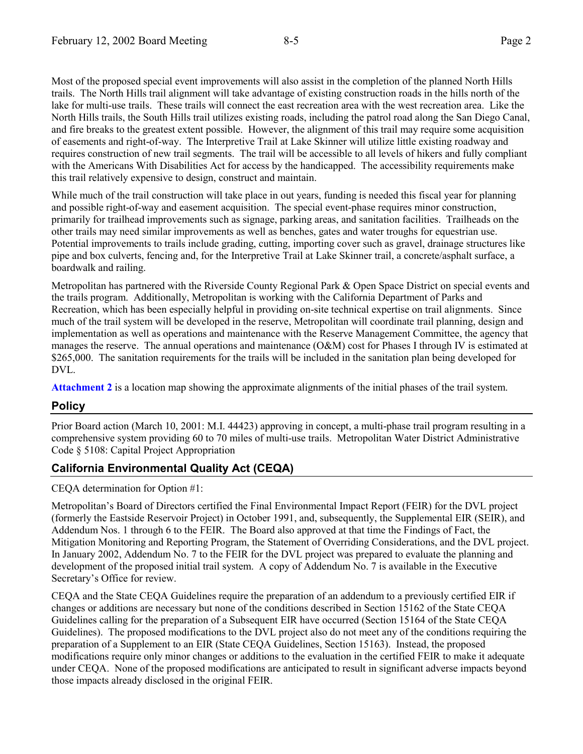Most of the proposed special event improvements will also assist in the completion of the planned North Hills trails. The North Hills trail alignment will take advantage of existing construction roads in the hills north of the lake for multi-use trails. These trails will connect the east recreation area with the west recreation area. Like the North Hills trails, the South Hills trail utilizes existing roads, including the patrol road along the San Diego Canal, and fire breaks to the greatest extent possible. However, the alignment of this trail may require some acquisition of easements and right-of-way. The Interpretive Trail at Lake Skinner will utilize little existing roadway and requires construction of new trail segments. The trail will be accessible to all levels of hikers and fully compliant with the Americans With Disabilities Act for access by the handicapped. The accessibility requirements make this trail relatively expensive to design, construct and maintain.

While much of the trail construction will take place in out years, funding is needed this fiscal year for planning and possible right-of-way and easement acquisition. The special event-phase requires minor construction, primarily for trailhead improvements such as signage, parking areas, and sanitation facilities. Trailheads on the other trails may need similar improvements as well as benches, gates and water troughs for equestrian use. Potential improvements to trails include grading, cutting, importing cover such as gravel, drainage structures like pipe and box culverts, fencing and, for the Interpretive Trail at Lake Skinner trail, a concrete/asphalt surface, a boardwalk and railing.

Metropolitan has partnered with the Riverside County Regional Park & Open Space District on special events and the trails program. Additionally, Metropolitan is working with the California Department of Parks and Recreation, which has been especially helpful in providing on-site technical expertise on trail alignments. Since much of the trail system will be developed in the reserve, Metropolitan will coordinate trail planning, design and implementation as well as operations and maintenance with the Reserve Management Committee, the agency that manages the reserve. The annual operations and maintenance (O&M) cost for Phases I through IV is estimated at $265,000. The sanitation requirements for the trails will be included in the sanitation plan being developed for DVL.

**Attachment 2** is a location map showing the approximate alignments of the initial phases of the trail system.

## Policy

Prior Board action (March 10, 2001: M.I. 44423) approving in concept, a multi-phase trail program resulting in a comprehensive system providing 60 to 70 miles of multi-use trails. Metropolitan Water District Administrative Code § 5108: Capital Project Appropriation

## California Environmental Quality Act (CEQA)

CEQA determination for Option #1:

Metropolitan's Board of Directors certified the Final Environmental Impact Report (FEIR) for the DVL project (formerly the Eastside Reservoir Project) in October 1991, and, subsequently, the Supplemental EIR (SEIR), and Addendum Nos. 1 through 6 to the FEIR. The Board also approved at that time the Findings of Fact, the Mitigation Monitoring and Reporting Program, the Statement of Overriding Considerations, and the DVL project. In January 2002, Addendum No. 7 to the FEIR for the DVL project was prepared to evaluate the planning and development of the proposed initial trail system. A copy of Addendum No. 7 is available in the Executive Secretary's Office for review.

CEQA and the State CEQA Guidelines require the preparation of an addendum to a previously certified EIR if changes or additions are necessary but none of the conditions described in Section 15162 of the State CEQA Guidelines calling for the preparation of a Subsequent EIR have occurred (Section 15164 of the State CEQA Guidelines). The proposed modifications to the DVL project also do not meet any of the conditions requiring the preparation of a Supplement to an EIR (State CEQA Guidelines, Section 15163). Instead, the proposed modifications require only minor changes or additions to the evaluation in the certified FEIR to make it adequate under CEQA. None of the proposed modifications are anticipated to result in significant adverse impacts beyond those impacts already disclosed in the original FEIR.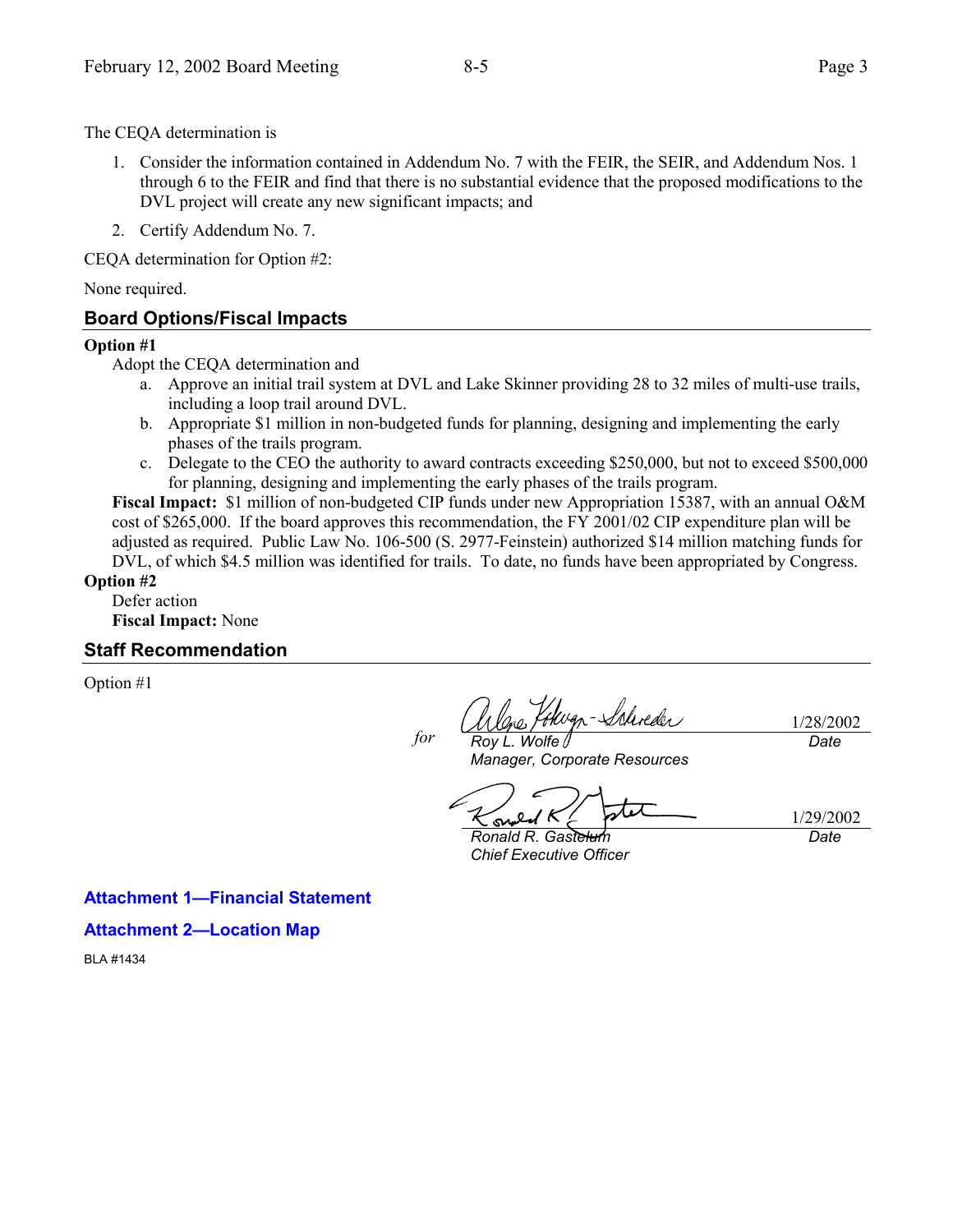The CEQA determination is

1. Consider the information contained in Addendum No. 7 with the FEIR, the SEIR, and Addendum Nos. 1 through 6 to the FEIR and find that there is no substantial evidence that the proposed modifications to the DVL project will create any new significant impacts; and
2. Certify Addendum No. 7.

CEQA determination for Option #2:

None required.

## Board Options/Fiscal Impacts

**Option #1**

Adopt the CEQA determination and

a. Approve an initial trail system at DVL and Lake Skinner providing 28 to 32 miles of multi-use trails, including a loop trail around DVL.
b. Appropriate $1 million in non-budgeted funds for planning, designing and implementing the early phases of the trails program.
c. Delegate to the CEO the authority to award contracts exceeding $250,000, but not to exceed $500,000 for planning, designing and implementing the early phases of the trails program.

**Fiscal Impact:** $1 million of non-budgeted CIP funds under new Appropriation 15387, with an annual O&M cost of $265,000. If the board approves this recommendation, the FY 2001/02 CIP expenditure plan will be adjusted as required. Public Law No. 106-500 (S. 2977-Feinstein) authorized $14 million matching funds for DVL, of which $4.5 million was identified for trails. To date, no funds have been appropriated by Congress.

**Option #2**

Defer action

**Fiscal Impact:** None

## Staff Recommendation

Option #1

for *(signature)* — 1/28/2002
*Roy L. Wolfe* — *Date*
*Manager, Corporate Resources*

*(signature)* — 1/29/2002
*Ronald R. Gastelum* — *Date*
*Chief Executive Officer*

**Attachment 1—Financial Statement**

**Attachment 2—Location Map**

BLA #1434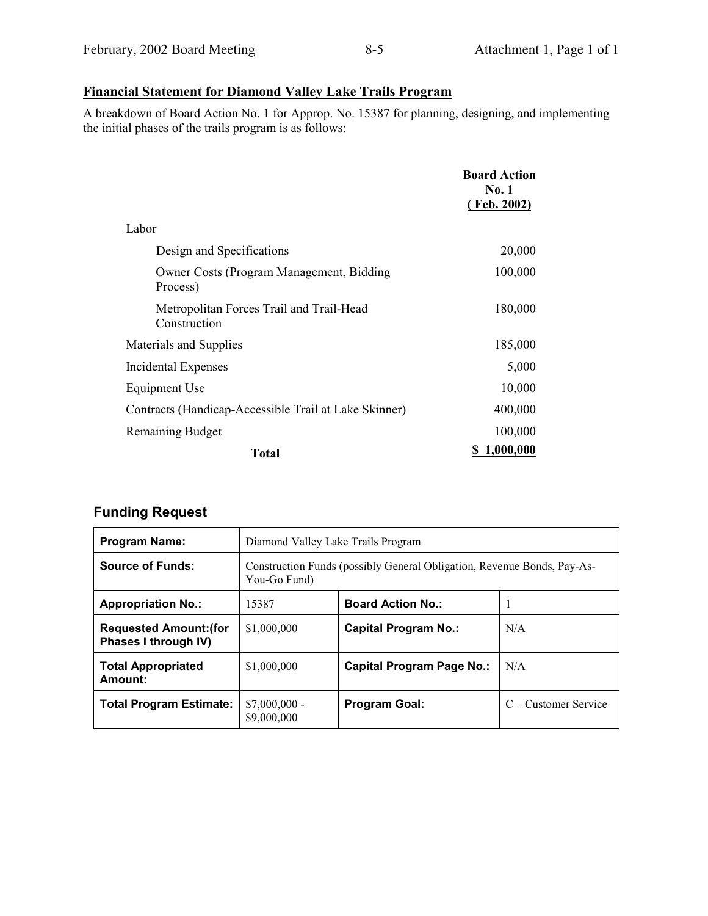## Financial Statement for Diamond Valley Lake Trails Program

A breakdown of Board Action No. 1 for Approp. No. 15387 for planning, designing, and implementing the initial phases of the trails program is as follows:

| | Board Action No. 1 (Feb. 2002) |
|---|---|
| Labor | |
| Design and Specifications | 20,000 |
| Owner Costs (Program Management, Bidding Process) | 100,000 |
| Metropolitan Forces Trail and Trail-Head Construction | 180,000 |
| Materials and Supplies | 185,000 |
| Incidental Expenses | 5,000 |
| Equipment Use | 10,000 |
| Contracts (Handicap-Accessible Trail at Lake Skinner) | 400,000 |
| Remaining Budget | 100,000 |
| **Total** | **$ 1,000,000** |

## Funding Request

| **Program Name:** | Diamond Valley Lake Trails Program | | |
|---|---|---|---|
| **Source of Funds:** | Construction Funds (possibly General Obligation, Revenue Bonds, Pay-As-You-Go Fund) | | |
| **Appropriation No.:** | 15387 | **Board Action No.:** | 1 |
| **Requested Amount:(for Phases I through IV)** | $1,000,000 | **Capital Program No.:** | N/A |
| **Total Appropriated Amount:** | $1,000,000 | **Capital Program Page No.:** | N/A |
| **Total Program Estimate:** | $7,000,000 - $9,000,000 | **Program Goal:** | C – Customer Service |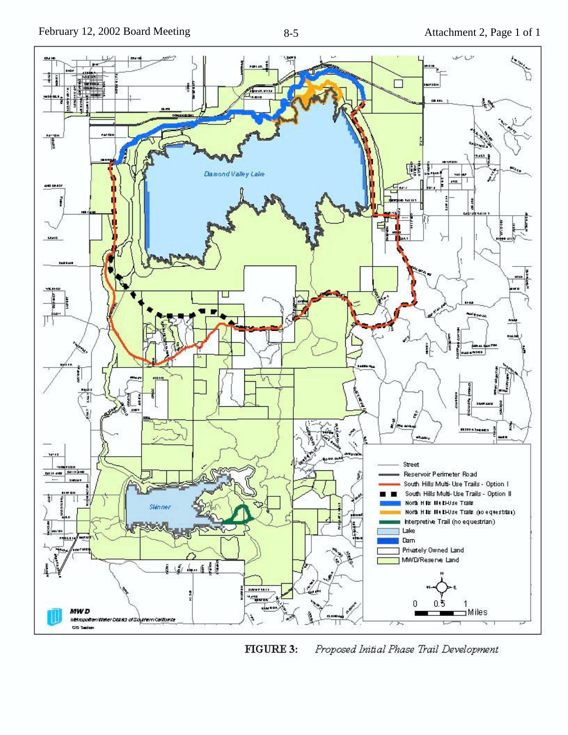Diamond Valley Lake

Skinner

Street
Reservoir Perimeter Road
South Hills Multi-Use Trails - Option I
South Hills Multi-Use Trails - Option II
North Hills Multi-Use Trails
North Hills Multi-Use Trails (no equestrian)
Interpretive Trail (no equestrian)
Lake
Dam
Privately Owned Land
MWD/Reserve Land

N
W E

0 0.5 1
Miles

MWD
Metropolitan Water District of Southern California
GIS Section

**FIGURE 3:** *Proposed Initial Phase Trail Development*